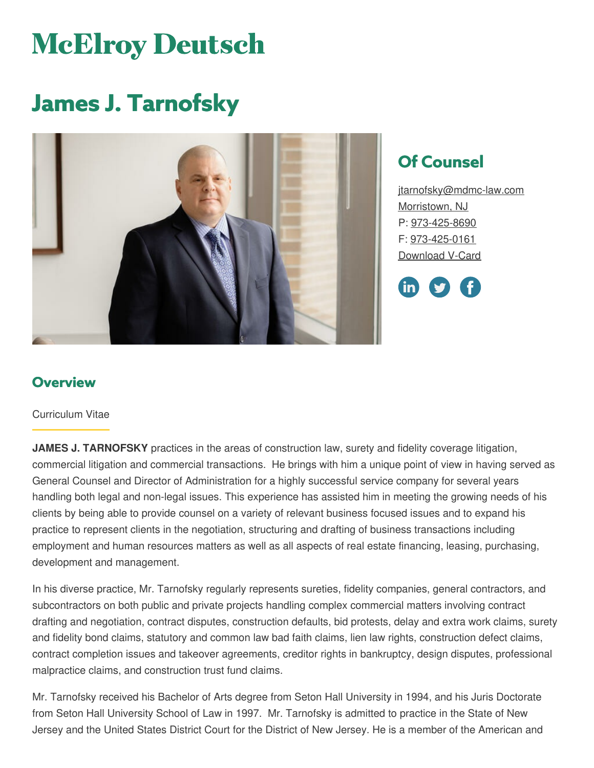# McElroy Deutsch

## James J. Tarnofsky

### Of Counsel

jtarnofsky@mdmc-law.com
Morristown, NJ
P: 973-425-8690
F: 973-425-0161
Download V-Card

## Overview

Curriculum Vitae

**JAMES J. TARNOFSKY** practices in the areas of construction law, surety and fidelity coverage litigation, commercial litigation and commercial transactions. He brings with him a unique point of view in having served as General Counsel and Director of Administration for a highly successful service company for several years handling both legal and non-legal issues. This experience has assisted him in meeting the growing needs of his clients by being able to provide counsel on a variety of relevant business focused issues and to expand his practice to represent clients in the negotiation, structuring and drafting of business transactions including employment and human resources matters as well as all aspects of real estate financing, leasing, purchasing, development and management.

In his diverse practice, Mr. Tarnofsky regularly represents sureties, fidelity companies, general contractors, and subcontractors on both public and private projects handling complex commercial matters involving contract drafting and negotiation, contract disputes, construction defaults, bid protests, delay and extra work claims, surety and fidelity bond claims, statutory and common law bad faith claims, lien law rights, construction defect claims, contract completion issues and takeover agreements, creditor rights in bankruptcy, design disputes, professional malpractice claims, and construction trust fund claims.

Mr. Tarnofsky received his Bachelor of Arts degree from Seton Hall University in 1994, and his Juris Doctorate from Seton Hall University School of Law in 1997. Mr. Tarnofsky is admitted to practice in the State of New Jersey and the United States District Court for the District of New Jersey. He is a member of the American and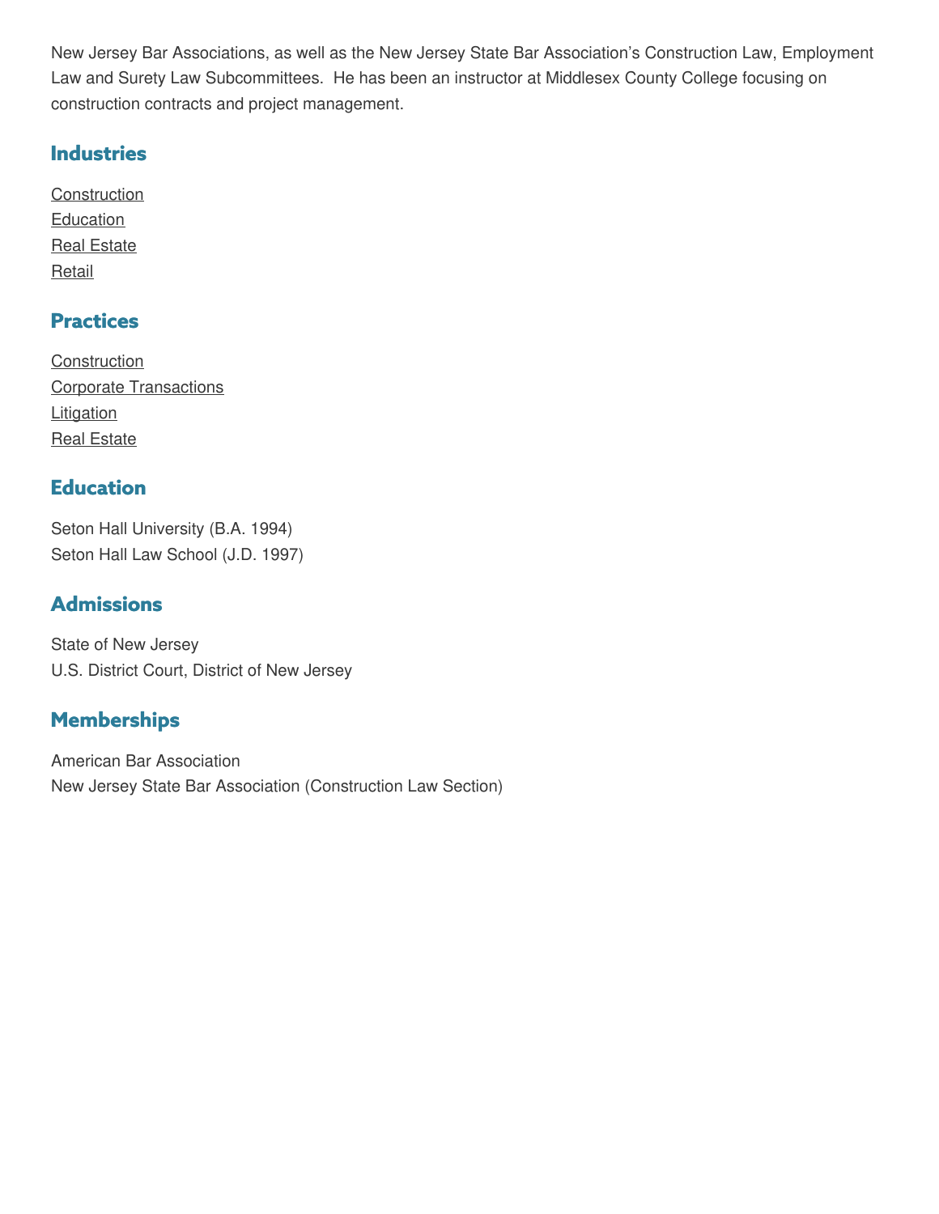New Jersey Bar Associations, as well as the New Jersey State Bar Association's Construction Law, Employment Law and Surety Law Subcommittees.  He has been an instructor at Middlesex County College focusing on construction contracts and project management.

## Industries

Construction
Education
Real Estate
Retail

## Practices

Construction
Corporate Transactions
Litigation
Real Estate

## Education

Seton Hall University (B.A. 1994)
Seton Hall Law School (J.D. 1997)

## Admissions

State of New Jersey
U.S. District Court, District of New Jersey

## Memberships

American Bar Association
New Jersey State Bar Association (Construction Law Section)